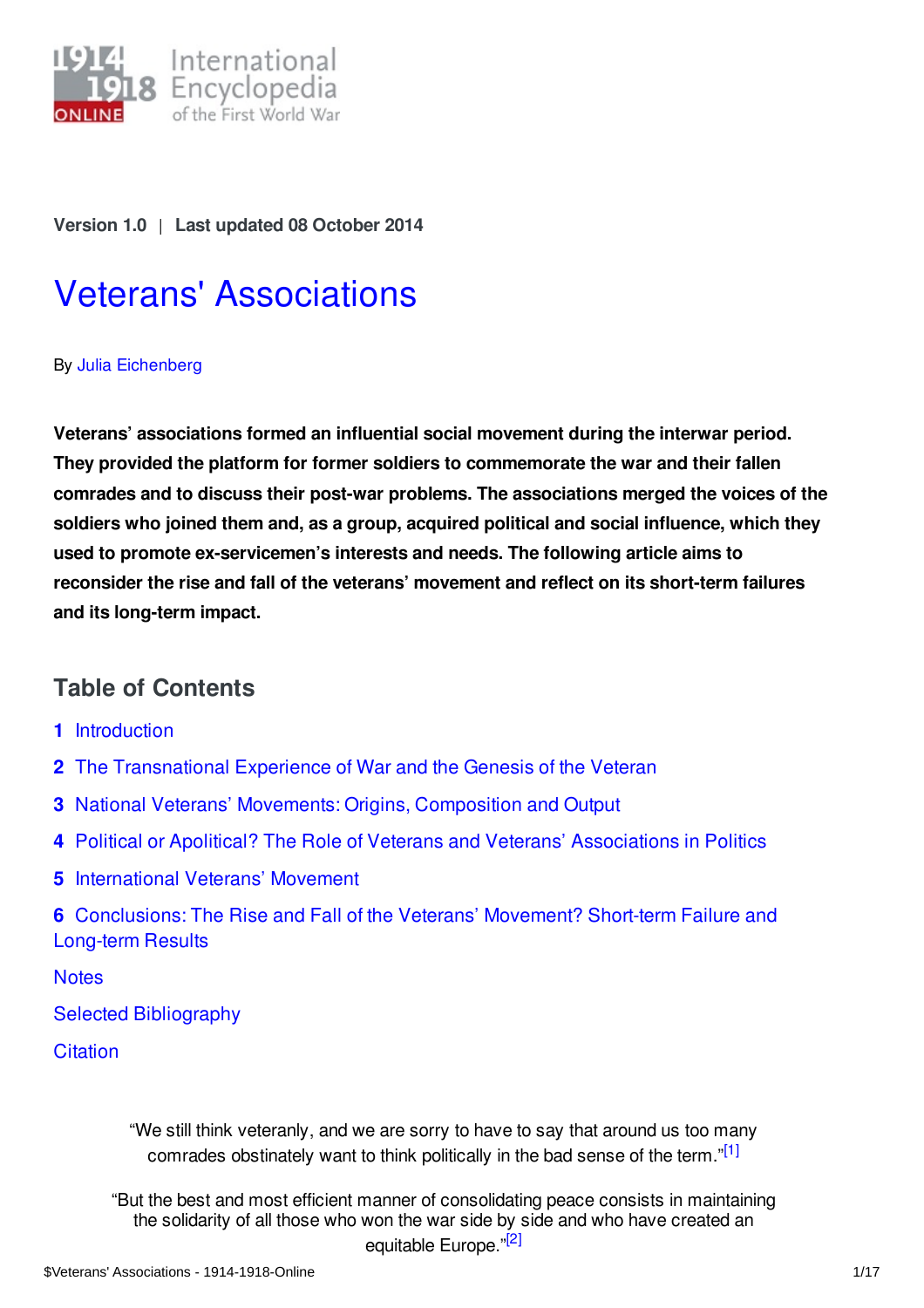Version 1.0 | Last updated 08 October 2014

# Veterans' Associations

By Julia Eichenberg

**Veterans' associations formed an influential social movement during the interwar period. They provided the platform for former soldiers to commemorate the war and their fallen comrades and to discuss their post-war problems. The associations merged the voices of the soldiers who joined them and, as a group, acquired political and social influence, which they used to promote ex-servicemen's interests and needs. The following article aims to reconsider the rise and fall of the veterans' movement and reflect on its short-term failures and its long-term impact.**

## Table of Contents

1 Introduction

2 The Transnational Experience of War and the Genesis of the Veteran

3 National Veterans' Movements: Origins, Composition and Output

4 Political or Apolitical? The Role of Veterans and Veterans' Associations in Politics

5 International Veterans' Movement

6 Conclusions: The Rise and Fall of the Veterans' Movement? Short-term Failure and Long-term Results

Notes

Selected Bibliography

Citation

"We still think veteranly, and we are sorry to have to say that around us too many comrades obstinately want to think politically in the bad sense of the term."[1]

"But the best and most efficient manner of consolidating peace consists in maintaining the solidarity of all those who won the war side by side and who have created an equitable Europe."[2]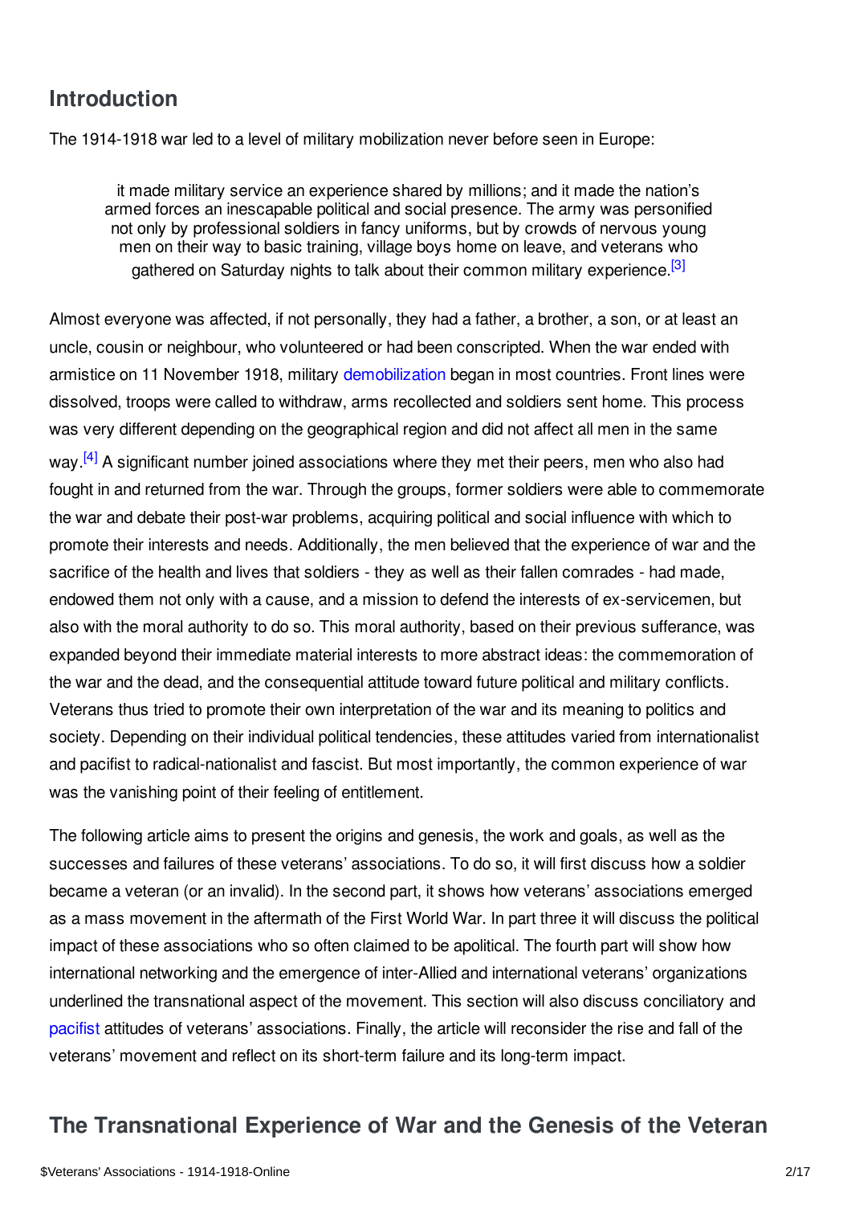## Introduction

The 1914-1918 war led to a level of military mobilization never before seen in Europe:

> it made military service an experience shared by millions; and it made the nation's armed forces an inescapable political and social presence. The army was personified not only by professional soldiers in fancy uniforms, but by crowds of nervous young men on their way to basic training, village boys home on leave, and veterans who gathered on Saturday nights to talk about their common military experience.[3]

Almost everyone was affected, if not personally, they had a father, a brother, a son, or at least an uncle, cousin or neighbour, who volunteered or had been conscripted. When the war ended with armistice on 11 November 1918, military demobilization began in most countries. Front lines were dissolved, troops were called to withdraw, arms recollected and soldiers sent home. This process was very different depending on the geographical region and did not affect all men in the same way.[4] A significant number joined associations where they met their peers, men who also had fought in and returned from the war. Through the groups, former soldiers were able to commemorate the war and debate their post-war problems, acquiring political and social influence with which to promote their interests and needs. Additionally, the men believed that the experience of war and the sacrifice of the health and lives that soldiers - they as well as their fallen comrades - had made, endowed them not only with a cause, and a mission to defend the interests of ex-servicemen, but also with the moral authority to do so. This moral authority, based on their previous sufferance, was expanded beyond their immediate material interests to more abstract ideas: the commemoration of the war and the dead, and the consequential attitude toward future political and military conflicts. Veterans thus tried to promote their own interpretation of the war and its meaning to politics and society. Depending on their individual political tendencies, these attitudes varied from internationalist and pacifist to radical-nationalist and fascist. But most importantly, the common experience of war was the vanishing point of their feeling of entitlement.

The following article aims to present the origins and genesis, the work and goals, as well as the successes and failures of these veterans' associations. To do so, it will first discuss how a soldier became a veteran (or an invalid). In the second part, it shows how veterans' associations emerged as a mass movement in the aftermath of the First World War. In part three it will discuss the political impact of these associations who so often claimed to be apolitical. The fourth part will show how international networking and the emergence of inter-Allied and international veterans' organizations underlined the transnational aspect of the movement. This section will also discuss conciliatory and pacifist attitudes of veterans' associations. Finally, the article will reconsider the rise and fall of the veterans' movement and reflect on its short-term failure and its long-term impact.

## The Transnational Experience of War and the Genesis of the Veteran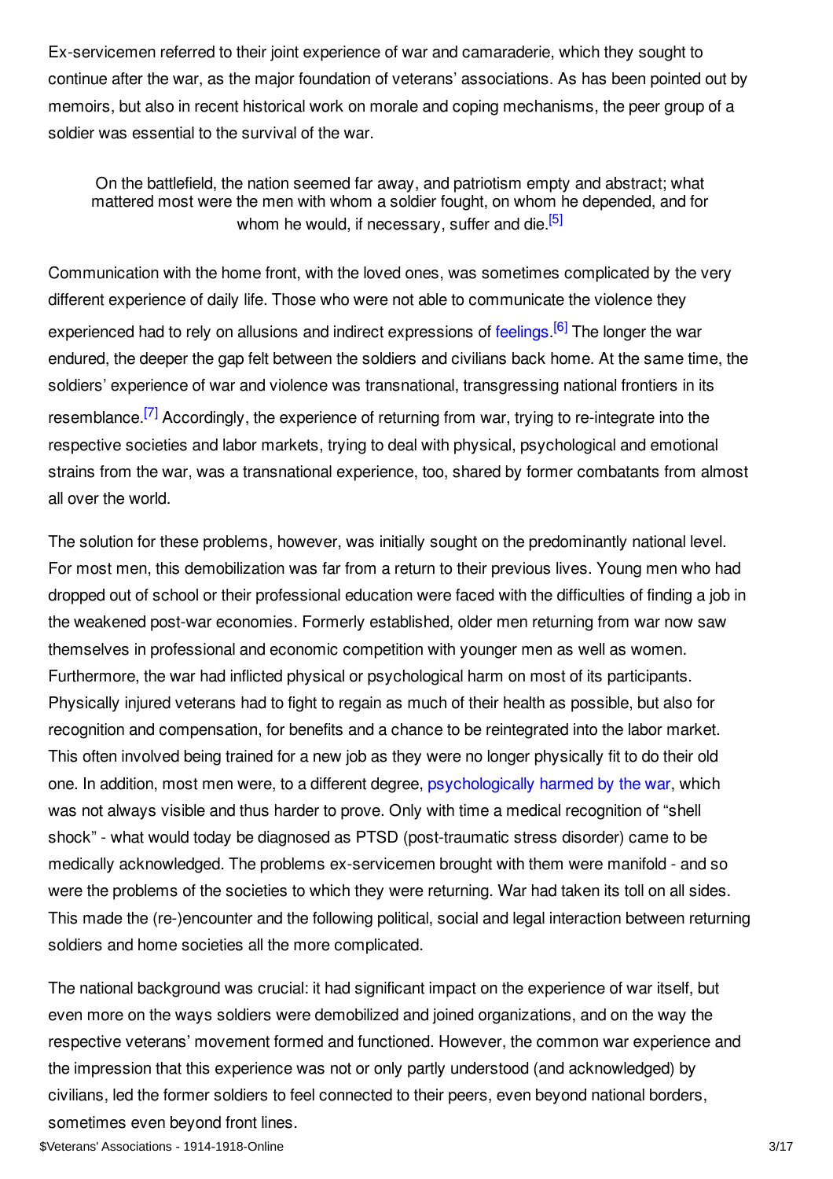Ex-servicemen referred to their joint experience of war and camaraderie, which they sought to continue after the war, as the major foundation of veterans' associations. As has been pointed out by memoirs, but also in recent historical work on morale and coping mechanisms, the peer group of a soldier was essential to the survival of the war.

> On the battlefield, the nation seemed far away, and patriotism empty and abstract; what mattered most were the men with whom a soldier fought, on whom he depended, and for whom he would, if necessary, suffer and die.[5]

Communication with the home front, with the loved ones, was sometimes complicated by the very different experience of daily life. Those who were not able to communicate the violence they experienced had to rely on allusions and indirect expressions of feelings.[6] The longer the war endured, the deeper the gap felt between the soldiers and civilians back home. At the same time, the soldiers' experience of war and violence was transnational, transgressing national frontiers in its resemblance.[7] Accordingly, the experience of returning from war, trying to re-integrate into the respective societies and labor markets, trying to deal with physical, psychological and emotional strains from the war, was a transnational experience, too, shared by former combatants from almost all over the world.

The solution for these problems, however, was initially sought on the predominantly national level. For most men, this demobilization was far from a return to their previous lives. Young men who had dropped out of school or their professional education were faced with the difficulties of finding a job in the weakened post-war economies. Formerly established, older men returning from war now saw themselves in professional and economic competition with younger men as well as women. Furthermore, the war had inflicted physical or psychological harm on most of its participants. Physically injured veterans had to fight to regain as much of their health as possible, but also for recognition and compensation, for benefits and a chance to be reintegrated into the labor market. This often involved being trained for a new job as they were no longer physically fit to do their old one. In addition, most men were, to a different degree, psychologically harmed by the war, which was not always visible and thus harder to prove. Only with time a medical recognition of "shell shock" - what would today be diagnosed as PTSD (post-traumatic stress disorder) came to be medically acknowledged. The problems ex-servicemen brought with them were manifold - and so were the problems of the societies to which they were returning. War had taken its toll on all sides. This made the (re-)encounter and the following political, social and legal interaction between returning soldiers and home societies all the more complicated.

The national background was crucial: it had significant impact on the experience of war itself, but even more on the ways soldiers were demobilized and joined organizations, and on the way the respective veterans' movement formed and functioned. However, the common war experience and the impression that this experience was not or only partly understood (and acknowledged) by civilians, led the former soldiers to feel connected to their peers, even beyond national borders, sometimes even beyond front lines.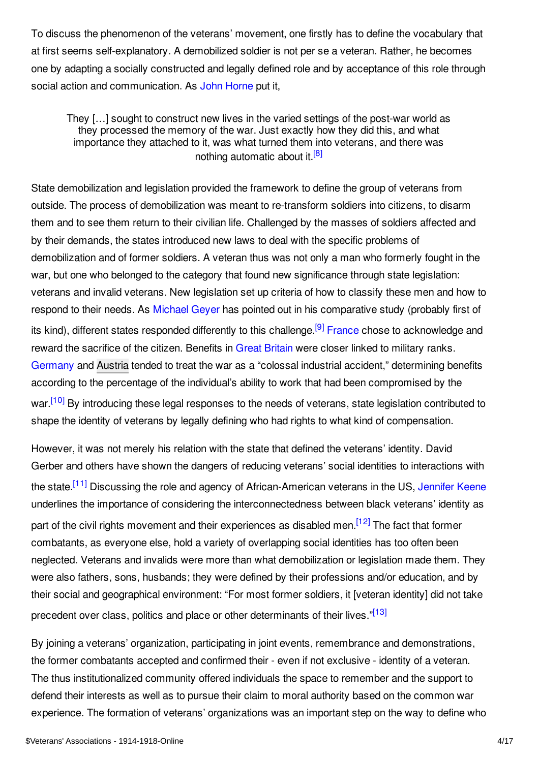To discuss the phenomenon of the veterans' movement, one firstly has to define the vocabulary that at first seems self-explanatory. A demobilized soldier is not per se a veteran. Rather, he becomes one by adapting a socially constructed and legally defined role and by acceptance of this role through social action and communication. As John Horne put it,

> They […] sought to construct new lives in the varied settings of the post-war world as they processed the memory of the war. Just exactly how they did this, and what importance they attached to it, was what turned them into veterans, and there was nothing automatic about it.[8]

State demobilization and legislation provided the framework to define the group of veterans from outside. The process of demobilization was meant to re-transform soldiers into citizens, to disarm them and to see them return to their civilian life. Challenged by the masses of soldiers affected and by their demands, the states introduced new laws to deal with the specific problems of demobilization and of former soldiers. A veteran thus was not only a man who formerly fought in the war, but one who belonged to the category that found new significance through state legislation: veterans and invalid veterans. New legislation set up criteria of how to classify these men and how to respond to their needs. As Michael Geyer has pointed out in his comparative study (probably first of its kind), different states responded differently to this challenge.[9] France chose to acknowledge and reward the sacrifice of the citizen. Benefits in Great Britain were closer linked to military ranks. Germany and Austria tended to treat the war as a "colossal industrial accident," determining benefits according to the percentage of the individual's ability to work that had been compromised by the war.[10] By introducing these legal responses to the needs of veterans, state legislation contributed to shape the identity of veterans by legally defining who had rights to what kind of compensation.

However, it was not merely his relation with the state that defined the veterans' identity. David Gerber and others have shown the dangers of reducing veterans' social identities to interactions with the state.[11] Discussing the role and agency of African-American veterans in the US, Jennifer Keene underlines the importance of considering the interconnectedness between black veterans' identity as part of the civil rights movement and their experiences as disabled men.[12] The fact that former combatants, as everyone else, hold a variety of overlapping social identities has too often been neglected. Veterans and invalids were more than what demobilization or legislation made them. They were also fathers, sons, husbands; they were defined by their professions and/or education, and by their social and geographical environment: "For most former soldiers, it [veteran identity] did not take precedent over class, politics and place or other determinants of their lives."[13]

By joining a veterans' organization, participating in joint events, remembrance and demonstrations, the former combatants accepted and confirmed their - even if not exclusive - identity of a veteran. The thus institutionalized community offered individuals the space to remember and the support to defend their interests as well as to pursue their claim to moral authority based on the common war experience. The formation of veterans' organizations was an important step on the way to define who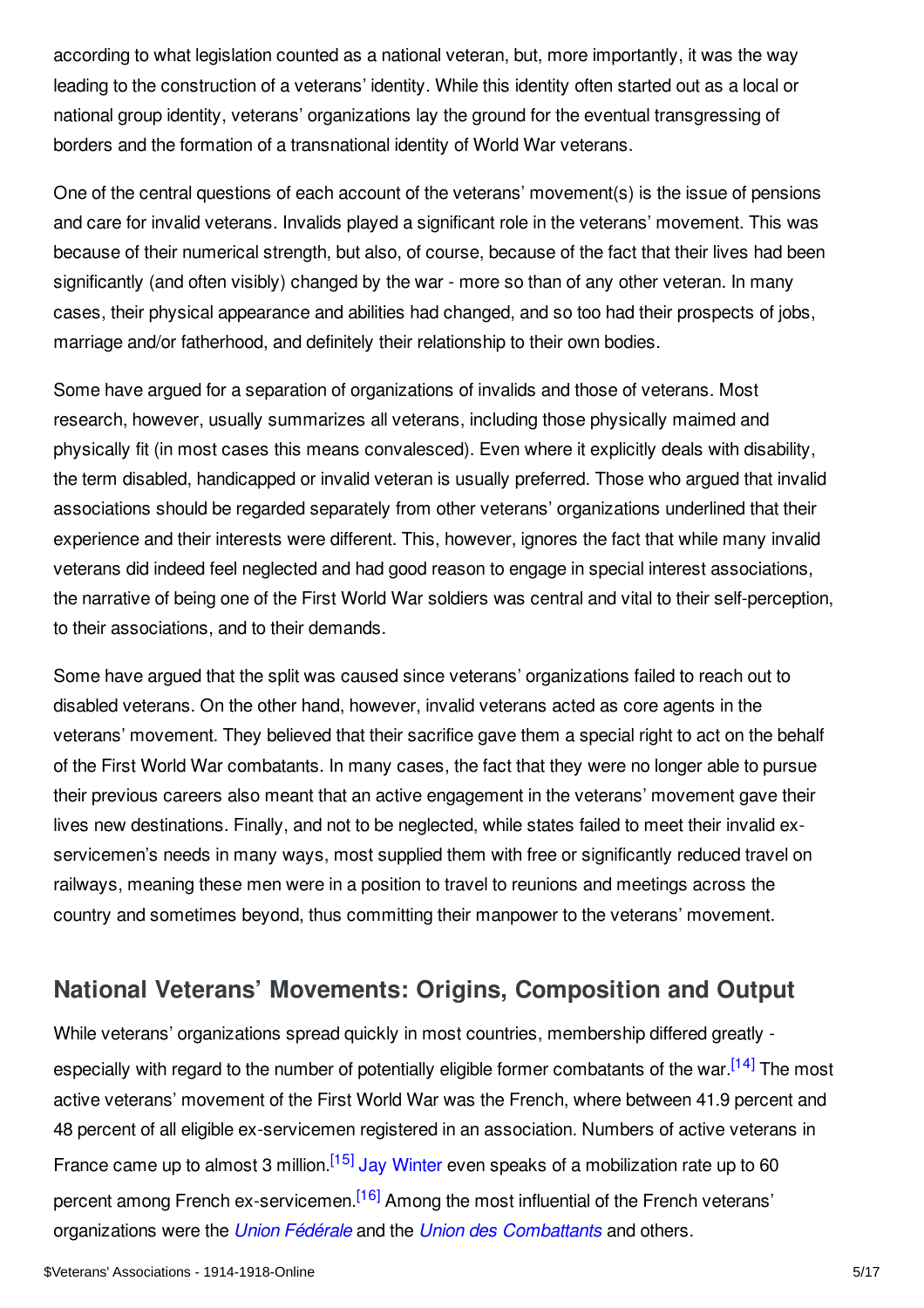according to what legislation counted as a national veteran, but, more importantly, it was the way leading to the construction of a veterans' identity. While this identity often started out as a local or national group identity, veterans' organizations lay the ground for the eventual transgressing of borders and the formation of a transnational identity of World War veterans.

One of the central questions of each account of the veterans' movement(s) is the issue of pensions and care for invalid veterans. Invalids played a significant role in the veterans' movement. This was because of their numerical strength, but also, of course, because of the fact that their lives had been significantly (and often visibly) changed by the war - more so than of any other veteran. In many cases, their physical appearance and abilities had changed, and so too had their prospects of jobs, marriage and/or fatherhood, and definitely their relationship to their own bodies.

Some have argued for a separation of organizations of invalids and those of veterans. Most research, however, usually summarizes all veterans, including those physically maimed and physically fit (in most cases this means convalesced). Even where it explicitly deals with disability, the term disabled, handicapped or invalid veteran is usually preferred. Those who argued that invalid associations should be regarded separately from other veterans' organizations underlined that their experience and their interests were different. This, however, ignores the fact that while many invalid veterans did indeed feel neglected and had good reason to engage in special interest associations, the narrative of being one of the First World War soldiers was central and vital to their self-perception, to their associations, and to their demands.

Some have argued that the split was caused since veterans' organizations failed to reach out to disabled veterans. On the other hand, however, invalid veterans acted as core agents in the veterans' movement. They believed that their sacrifice gave them a special right to act on the behalf of the First World War combatants. In many cases, the fact that they were no longer able to pursue their previous careers also meant that an active engagement in the veterans' movement gave their lives new destinations. Finally, and not to be neglected, while states failed to meet their invalid ex-servicemen's needs in many ways, most supplied them with free or significantly reduced travel on railways, meaning these men were in a position to travel to reunions and meetings across the country and sometimes beyond, thus committing their manpower to the veterans' movement.

## National Veterans' Movements: Origins, Composition and Output

While veterans' organizations spread quickly in most countries, membership differed greatly - especially with regard to the number of potentially eligible former combatants of the war.[14] The most active veterans' movement of the First World War was the French, where between 41.9 percent and 48 percent of all eligible ex-servicemen registered in an association. Numbers of active veterans in France came up to almost 3 million.[15] Jay Winter even speaks of a mobilization rate up to 60 percent among French ex-servicemen.[16] Among the most influential of the French veterans' organizations were the *Union Fédérale* and the *Union des Combattants* and others.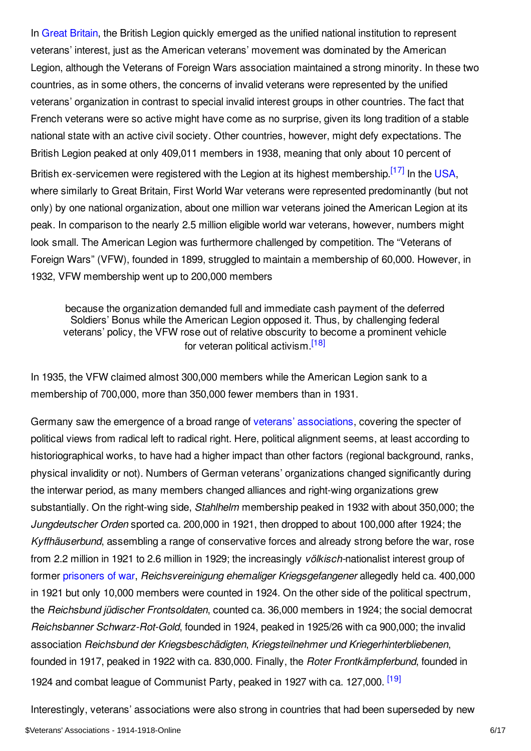In Great Britain, the British Legion quickly emerged as the unified national institution to represent veterans' interest, just as the American veterans' movement was dominated by the American Legion, although the Veterans of Foreign Wars association maintained a strong minority. In these two countries, as in some others, the concerns of invalid veterans were represented by the unified veterans' organization in contrast to special invalid interest groups in other countries. The fact that French veterans were so active might have come as no surprise, given its long tradition of a stable national state with an active civil society. Other countries, however, might defy expectations. The British Legion peaked at only 409,011 members in 1938, meaning that only about 10 percent of British ex-servicemen were registered with the Legion at its highest membership.[17] In the USA, where similarly to Great Britain, First World War veterans were represented predominantly (but not only) by one national organization, about one million war veterans joined the American Legion at its peak. In comparison to the nearly 2.5 million eligible world war veterans, however, numbers might look small. The American Legion was furthermore challenged by competition. The "Veterans of Foreign Wars" (VFW), founded in 1899, struggled to maintain a membership of 60,000. However, in 1932, VFW membership went up to 200,000 members

> because the organization demanded full and immediate cash payment of the deferred Soldiers' Bonus while the American Legion opposed it. Thus, by challenging federal veterans' policy, the VFW rose out of relative obscurity to become a prominent vehicle for veteran political activism.[18]

In 1935, the VFW claimed almost 300,000 members while the American Legion sank to a membership of 700,000, more than 350,000 fewer members than in 1931.

Germany saw the emergence of a broad range of veterans' associations, covering the specter of political views from radical left to radical right. Here, political alignment seems, at least according to historiographical works, to have had a higher impact than other factors (regional background, ranks, physical invalidity or not). Numbers of German veterans' organizations changed significantly during the interwar period, as many members changed alliances and right-wing organizations grew substantially. On the right-wing side, *Stahlhelm* membership peaked in 1932 with about 350,000; the *Jungdeutscher Orden* sported ca. 200,000 in 1921, then dropped to about 100,000 after 1924; the *Kyffhäuserbund*, assembling a range of conservative forces and already strong before the war, rose from 2.2 million in 1921 to 2.6 million in 1929; the increasingly *völkisch*-nationalist interest group of former prisoners of war, *Reichsvereinigung ehemaliger Kriegsgefangener* allegedly held ca. 400,000 in 1921 but only 10,000 members were counted in 1924. On the other side of the political spectrum, the *Reichsbund jüdischer Frontsoldaten*, counted ca. 36,000 members in 1924; the social democrat *Reichsbanner Schwarz-Rot-Gold*, founded in 1924, peaked in 1925/26 with ca 900,000; the invalid association *Reichsbund der Kriegsbeschädigten*, *Kriegsteilnehmer und Kriegerhinterbliebenen*, founded in 1917, peaked in 1922 with ca. 830,000. Finally, the *Roter Frontkämpferbund*, founded in 1924 and combat league of Communist Party, peaked in 1927 with ca. 127,000. [19]

Interestingly, veterans' associations were also strong in countries that had been superseded by new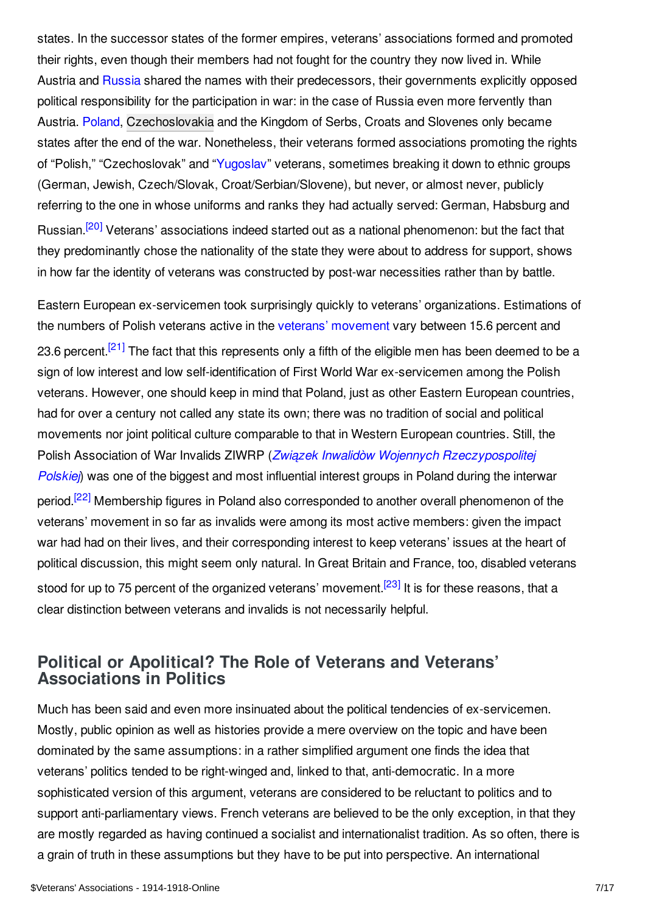states. In the successor states of the former empires, veterans' associations formed and promoted their rights, even though their members had not fought for the country they now lived in. While Austria and Russia shared the names with their predecessors, their governments explicitly opposed political responsibility for the participation in war: in the case of Russia even more fervently than Austria. Poland, Czechoslovakia and the Kingdom of Serbs, Croats and Slovenes only became states after the end of the war. Nonetheless, their veterans formed associations promoting the rights of "Polish," "Czechoslovak" and "Yugoslav" veterans, sometimes breaking it down to ethnic groups (German, Jewish, Czech/Slovak, Croat/Serbian/Slovene), but never, or almost never, publicly referring to the one in whose uniforms and ranks they had actually served: German, Habsburg and Russian.[20] Veterans' associations indeed started out as a national phenomenon: but the fact that they predominantly chose the nationality of the state they were about to address for support, shows in how far the identity of veterans was constructed by post-war necessities rather than by battle.

Eastern European ex-servicemen took surprisingly quickly to veterans' organizations. Estimations of the numbers of Polish veterans active in the veterans' movement vary between 15.6 percent and 23.6 percent.[21] The fact that this represents only a fifth of the eligible men has been deemed to be a sign of low interest and low self-identification of First World War ex-servicemen among the Polish veterans. However, one should keep in mind that Poland, just as other Eastern European countries, had for over a century not called any state its own; there was no tradition of social and political movements nor joint political culture comparable to that in Western European countries. Still, the Polish Association of War Invalids ZIWRP (*Związek Inwalidòw Wojennych Rzeczypospolitej Polskiej*) was one of the biggest and most influential interest groups in Poland during the interwar period.[22] Membership figures in Poland also corresponded to another overall phenomenon of the veterans' movement in so far as invalids were among its most active members: given the impact war had had on their lives, and their corresponding interest to keep veterans' issues at the heart of political discussion, this might seem only natural. In Great Britain and France, too, disabled veterans stood for up to 75 percent of the organized veterans' movement.[23] It is for these reasons, that a clear distinction between veterans and invalids is not necessarily helpful.

## Political or Apolitical? The Role of Veterans and Veterans' Associations in Politics

Much has been said and even more insinuated about the political tendencies of ex-servicemen. Mostly, public opinion as well as histories provide a mere overview on the topic and have been dominated by the same assumptions: in a rather simplified argument one finds the idea that veterans' politics tended to be right-winged and, linked to that, anti-democratic. In a more sophisticated version of this argument, veterans are considered to be reluctant to politics and to support anti-parliamentary views. French veterans are believed to be the only exception, in that they are mostly regarded as having continued a socialist and internationalist tradition. As so often, there is a grain of truth in these assumptions but they have to be put into perspective. An international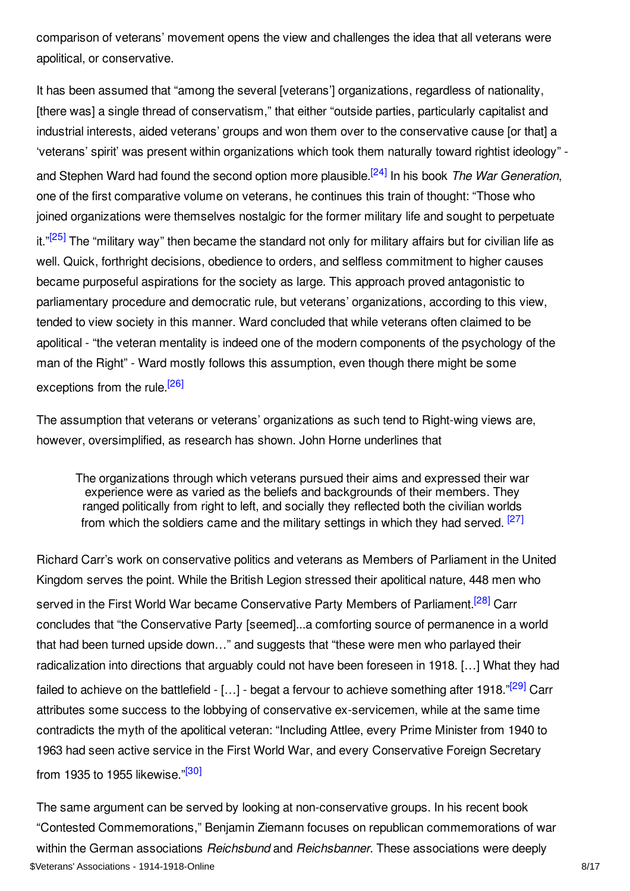comparison of veterans' movement opens the view and challenges the idea that all veterans were apolitical, or conservative.

It has been assumed that "among the several [veterans'] organizations, regardless of nationality, [there was] a single thread of conservatism," that either "outside parties, particularly capitalist and industrial interests, aided veterans' groups and won them over to the conservative cause [or that] a 'veterans' spirit' was present within organizations which took them naturally toward rightist ideology" - and Stephen Ward had found the second option more plausible.[24] In his book *The War Generation*, one of the first comparative volume on veterans, he continues this train of thought: "Those who joined organizations were themselves nostalgic for the former military life and sought to perpetuate it."[25] The "military way" then became the standard not only for military affairs but for civilian life as well. Quick, forthright decisions, obedience to orders, and selfless commitment to higher causes became purposeful aspirations for the society as large. This approach proved antagonistic to parliamentary procedure and democratic rule, but veterans' organizations, according to this view, tended to view society in this manner. Ward concluded that while veterans often claimed to be apolitical - "the veteran mentality is indeed one of the modern components of the psychology of the man of the Right" - Ward mostly follows this assumption, even though there might be some exceptions from the rule.[26]

The assumption that veterans or veterans' organizations as such tend to Right-wing views are, however, oversimplified, as research has shown. John Horne underlines that

> The organizations through which veterans pursued their aims and expressed their war experience were as varied as the beliefs and backgrounds of their members. They ranged politically from right to left, and socially they reflected both the civilian worlds from which the soldiers came and the military settings in which they had served. [27]

Richard Carr's work on conservative politics and veterans as Members of Parliament in the United Kingdom serves the point. While the British Legion stressed their apolitical nature, 448 men who served in the First World War became Conservative Party Members of Parliament.[28] Carr concludes that "the Conservative Party [seemed]...a comforting source of permanence in a world that had been turned upside down…" and suggests that "these were men who parlayed their radicalization into directions that arguably could not have been foreseen in 1918. […] What they had failed to achieve on the battlefield - […] - begat a fervour to achieve something after 1918."[29] Carr attributes some success to the lobbying of conservative ex-servicemen, while at the same time contradicts the myth of the apolitical veteran: "Including Attlee, every Prime Minister from 1940 to 1963 had seen active service in the First World War, and every Conservative Foreign Secretary from 1935 to 1955 likewise."[30]

The same argument can be served by looking at non-conservative groups. In his recent book "Contested Commemorations," Benjamin Ziemann focuses on republican commemorations of war within the German associations *Reichsbund* and *Reichsbanner*. These associations were deeply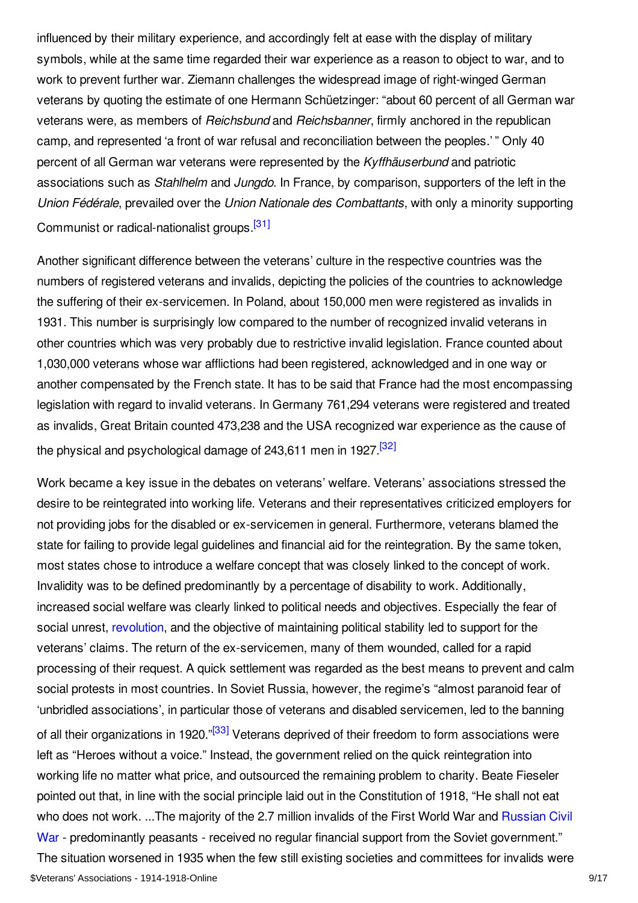influenced by their military experience, and accordingly felt at ease with the display of military symbols, while at the same time regarded their war experience as a reason to object to war, and to work to prevent further war. Ziemann challenges the widespread image of right-winged German veterans by quoting the estimate of one Hermann Schüetzinger: "about 60 percent of all German war veterans were, as members of *Reichsbund* and *Reichsbanner*, firmly anchored in the republican camp, and represented 'a front of war refusal and reconciliation between the peoples.' " Only 40 percent of all German war veterans were represented by the *Kyffhäuserbund* and patriotic associations such as *Stahlhelm* and *Jungdo*. In France, by comparison, supporters of the left in the *Union Fédérale*, prevailed over the *Union Nationale des Combattants*, with only a minority supporting Communist or radical-nationalist groups.[31]

Another significant difference between the veterans' culture in the respective countries was the numbers of registered veterans and invalids, depicting the policies of the countries to acknowledge the suffering of their ex-servicemen. In Poland, about 150,000 men were registered as invalids in 1931. This number is surprisingly low compared to the number of recognized invalid veterans in other countries which was very probably due to restrictive invalid legislation. France counted about 1,030,000 veterans whose war afflictions had been registered, acknowledged and in one way or another compensated by the French state. It has to be said that France had the most encompassing legislation with regard to invalid veterans. In Germany 761,294 veterans were registered and treated as invalids, Great Britain counted 473,238 and the USA recognized war experience as the cause of the physical and psychological damage of 243,611 men in 1927.[32]

Work became a key issue in the debates on veterans' welfare. Veterans' associations stressed the desire to be reintegrated into working life. Veterans and their representatives criticized employers for not providing jobs for the disabled or ex-servicemen in general. Furthermore, veterans blamed the state for failing to provide legal guidelines and financial aid for the reintegration. By the same token, most states chose to introduce a welfare concept that was closely linked to the concept of work. Invalidity was to be defined predominantly by a percentage of disability to work. Additionally, increased social welfare was clearly linked to political needs and objectives. Especially the fear of social unrest, revolution, and the objective of maintaining political stability led to support for the veterans' claims. The return of the ex-servicemen, many of them wounded, called for a rapid processing of their request. A quick settlement was regarded as the best means to prevent and calm social protests in most countries. In Soviet Russia, however, the regime's "almost paranoid fear of 'unbridled associations', in particular those of veterans and disabled servicemen, led to the banning of all their organizations in 1920."[33] Veterans deprived of their freedom to form associations were left as "Heroes without a voice." Instead, the government relied on the quick reintegration into working life no matter what price, and outsourced the remaining problem to charity. Beate Fieseler pointed out that, in line with the social principle laid out in the Constitution of 1918, "He shall not eat who does not work. ...The majority of the 2.7 million invalids of the First World War and Russian Civil War - predominantly peasants - received no regular financial support from the Soviet government." The situation worsened in 1935 when the few still existing societies and committees for invalids were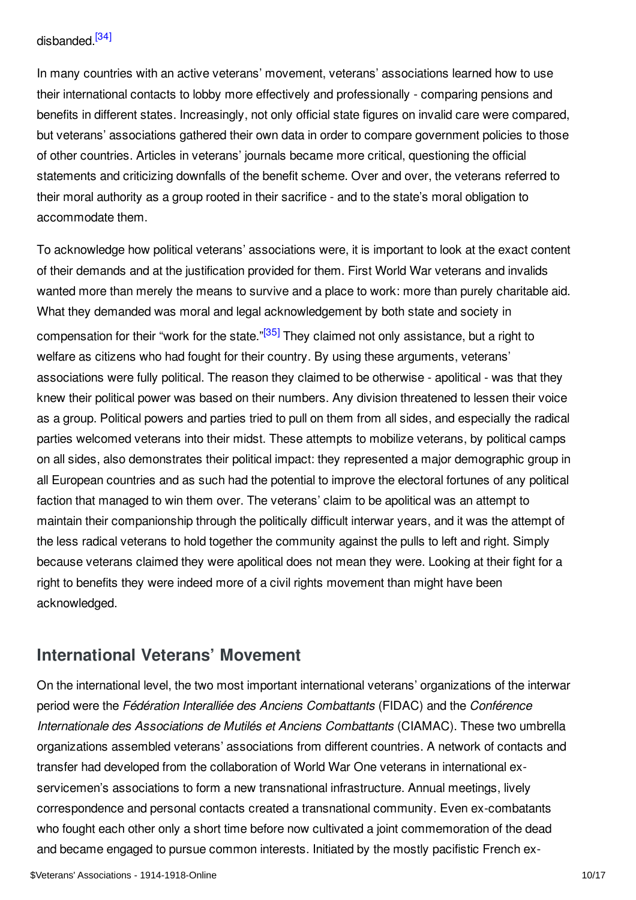disbanded.[34]

In many countries with an active veterans' movement, veterans' associations learned how to use their international contacts to lobby more effectively and professionally - comparing pensions and benefits in different states. Increasingly, not only official state figures on invalid care were compared, but veterans' associations gathered their own data in order to compare government policies to those of other countries. Articles in veterans' journals became more critical, questioning the official statements and criticizing downfalls of the benefit scheme. Over and over, the veterans referred to their moral authority as a group rooted in their sacrifice - and to the state's moral obligation to accommodate them.

To acknowledge how political veterans' associations were, it is important to look at the exact content of their demands and at the justification provided for them. First World War veterans and invalids wanted more than merely the means to survive and a place to work: more than purely charitable aid. What they demanded was moral and legal acknowledgement by both state and society in compensation for their "work for the state."[35] They claimed not only assistance, but a right to welfare as citizens who had fought for their country. By using these arguments, veterans' associations were fully political. The reason they claimed to be otherwise - apolitical - was that they knew their political power was based on their numbers. Any division threatened to lessen their voice as a group. Political powers and parties tried to pull on them from all sides, and especially the radical parties welcomed veterans into their midst. These attempts to mobilize veterans, by political camps on all sides, also demonstrates their political impact: they represented a major demographic group in all European countries and as such had the potential to improve the electoral fortunes of any political faction that managed to win them over. The veterans' claim to be apolitical was an attempt to maintain their companionship through the politically difficult interwar years, and it was the attempt of the less radical veterans to hold together the community against the pulls to left and right. Simply because veterans claimed they were apolitical does not mean they were. Looking at their fight for a right to benefits they were indeed more of a civil rights movement than might have been acknowledged.

## International Veterans' Movement

On the international level, the two most important international veterans' organizations of the interwar period were the *Fédération Interalliée des Anciens Combattants* (FIDAC) and the *Conférence Internationale des Associations de Mutilés et Anciens Combattants* (CIAMAC). These two umbrella organizations assembled veterans' associations from different countries. A network of contacts and transfer had developed from the collaboration of World War One veterans in international ex-servicemen's associations to form a new transnational infrastructure. Annual meetings, lively correspondence and personal contacts created a transnational community. Even ex-combatants who fought each other only a short time before now cultivated a joint commemoration of the dead and became engaged to pursue common interests. Initiated by the mostly pacifistic French ex-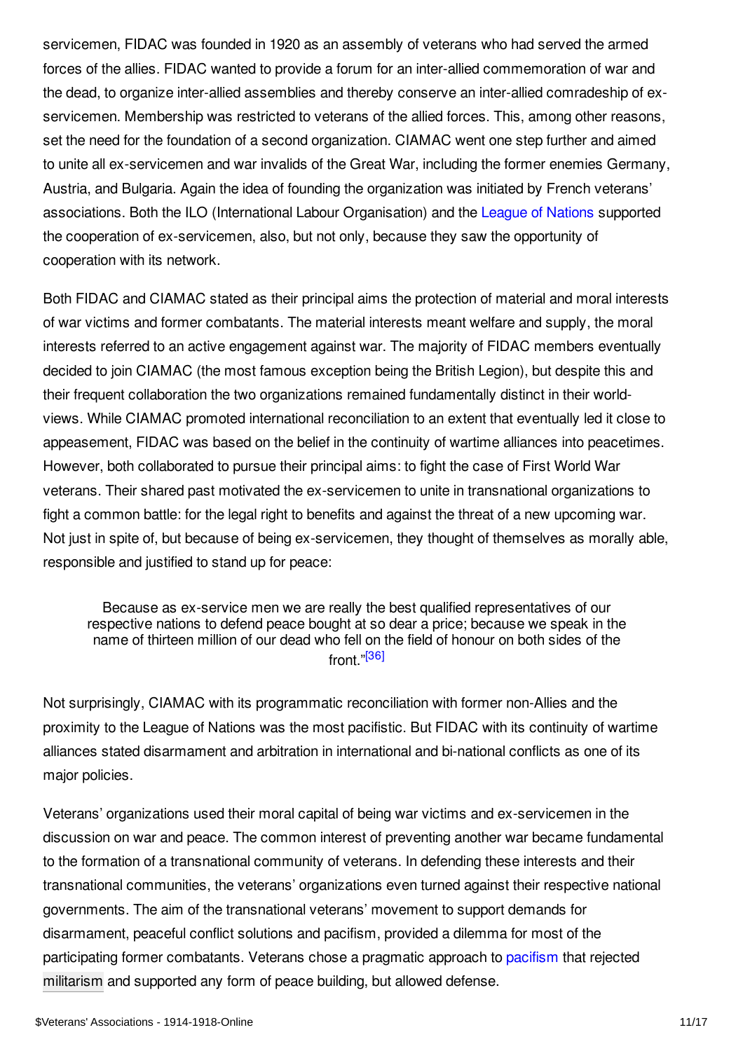servicemen, FIDAC was founded in 1920 as an assembly of veterans who had served the armed forces of the allies. FIDAC wanted to provide a forum for an inter-allied commemoration of war and the dead, to organize inter-allied assemblies and thereby conserve an inter-allied comradeship of ex-servicemen. Membership was restricted to veterans of the allied forces. This, among other reasons, set the need for the foundation of a second organization. CIAMAC went one step further and aimed to unite all ex-servicemen and war invalids of the Great War, including the former enemies Germany, Austria, and Bulgaria. Again the idea of founding the organization was initiated by French veterans' associations. Both the ILO (International Labour Organisation) and the League of Nations supported the cooperation of ex-servicemen, also, but not only, because they saw the opportunity of cooperation with its network.

Both FIDAC and CIAMAC stated as their principal aims the protection of material and moral interests of war victims and former combatants. The material interests meant welfare and supply, the moral interests referred to an active engagement against war. The majority of FIDAC members eventually decided to join CIAMAC (the most famous exception being the British Legion), but despite this and their frequent collaboration the two organizations remained fundamentally distinct in their world-views. While CIAMAC promoted international reconciliation to an extent that eventually led it close to appeasement, FIDAC was based on the belief in the continuity of wartime alliances into peacetimes. However, both collaborated to pursue their principal aims: to fight the case of First World War veterans. Their shared past motivated the ex-servicemen to unite in transnational organizations to fight a common battle: for the legal right to benefits and against the threat of a new upcoming war. Not just in spite of, but because of being ex-servicemen, they thought of themselves as morally able, responsible and justified to stand up for peace:

> Because as ex-service men we are really the best qualified representatives of our respective nations to defend peace bought at so dear a price; because we speak in the name of thirteen million of our dead who fell on the field of honour on both sides of the front."[36]

Not surprisingly, CIAMAC with its programmatic reconciliation with former non-Allies and the proximity to the League of Nations was the most pacifistic. But FIDAC with its continuity of wartime alliances stated disarmament and arbitration in international and bi-national conflicts as one of its major policies.

Veterans' organizations used their moral capital of being war victims and ex-servicemen in the discussion on war and peace. The common interest of preventing another war became fundamental to the formation of a transnational community of veterans. In defending these interests and their transnational communities, the veterans' organizations even turned against their respective national governments. The aim of the transnational veterans' movement to support demands for disarmament, peaceful conflict solutions and pacifism, provided a dilemma for most of the participating former combatants. Veterans chose a pragmatic approach to pacifism that rejected militarism and supported any form of peace building, but allowed defense.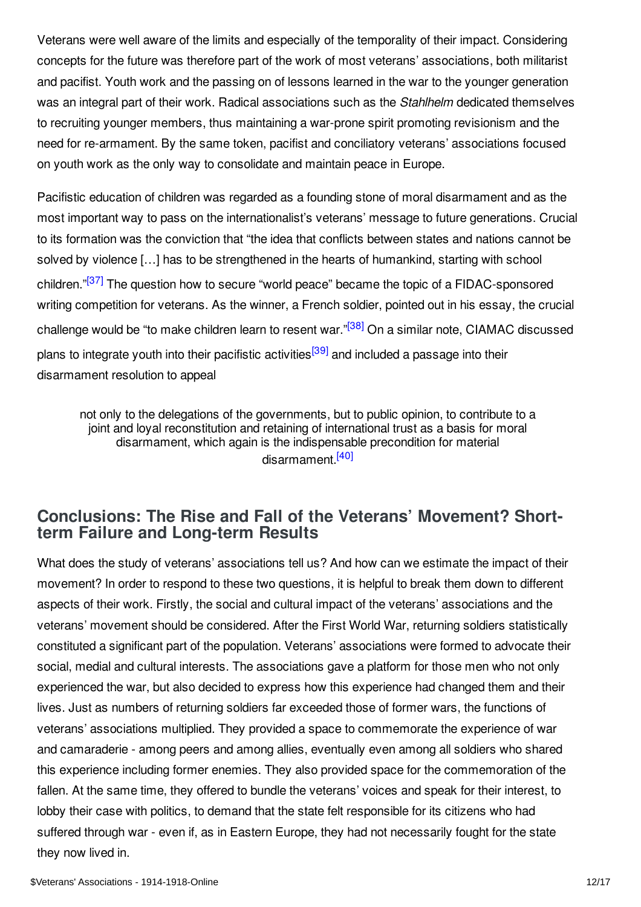Veterans were well aware of the limits and especially of the temporality of their impact. Considering concepts for the future was therefore part of the work of most veterans' associations, both militarist and pacifist. Youth work and the passing on of lessons learned in the war to the younger generation was an integral part of their work. Radical associations such as the *Stahlhelm* dedicated themselves to recruiting younger members, thus maintaining a war-prone spirit promoting revisionism and the need for re-armament. By the same token, pacifist and conciliatory veterans' associations focused on youth work as the only way to consolidate and maintain peace in Europe.

Pacifistic education of children was regarded as a founding stone of moral disarmament and as the most important way to pass on the internationalist's veterans' message to future generations. Crucial to its formation was the conviction that "the idea that conflicts between states and nations cannot be solved by violence […] has to be strengthened in the hearts of humankind, starting with school children."[37] The question how to secure "world peace" became the topic of a FIDAC-sponsored writing competition for veterans. As the winner, a French soldier, pointed out in his essay, the crucial challenge would be "to make children learn to resent war."[38] On a similar note, CIAMAC discussed plans to integrate youth into their pacifistic activities[39] and included a passage into their disarmament resolution to appeal

> not only to the delegations of the governments, but to public opinion, to contribute to a joint and loyal reconstitution and retaining of international trust as a basis for moral disarmament, which again is the indispensable precondition for material disarmament.[40]

## Conclusions: The Rise and Fall of the Veterans' Movement? Short-term Failure and Long-term Results

What does the study of veterans' associations tell us? And how can we estimate the impact of their movement? In order to respond to these two questions, it is helpful to break them down to different aspects of their work. Firstly, the social and cultural impact of the veterans' associations and the veterans' movement should be considered. After the First World War, returning soldiers statistically constituted a significant part of the population. Veterans' associations were formed to advocate their social, medial and cultural interests. The associations gave a platform for those men who not only experienced the war, but also decided to express how this experience had changed them and their lives. Just as numbers of returning soldiers far exceeded those of former wars, the functions of veterans' associations multiplied. They provided a space to commemorate the experience of war and camaraderie - among peers and among allies, eventually even among all soldiers who shared this experience including former enemies. They also provided space for the commemoration of the fallen. At the same time, they offered to bundle the veterans' voices and speak for their interest, to lobby their case with politics, to demand that the state felt responsible for its citizens who had suffered through war - even if, as in Eastern Europe, they had not necessarily fought for the state they now lived in.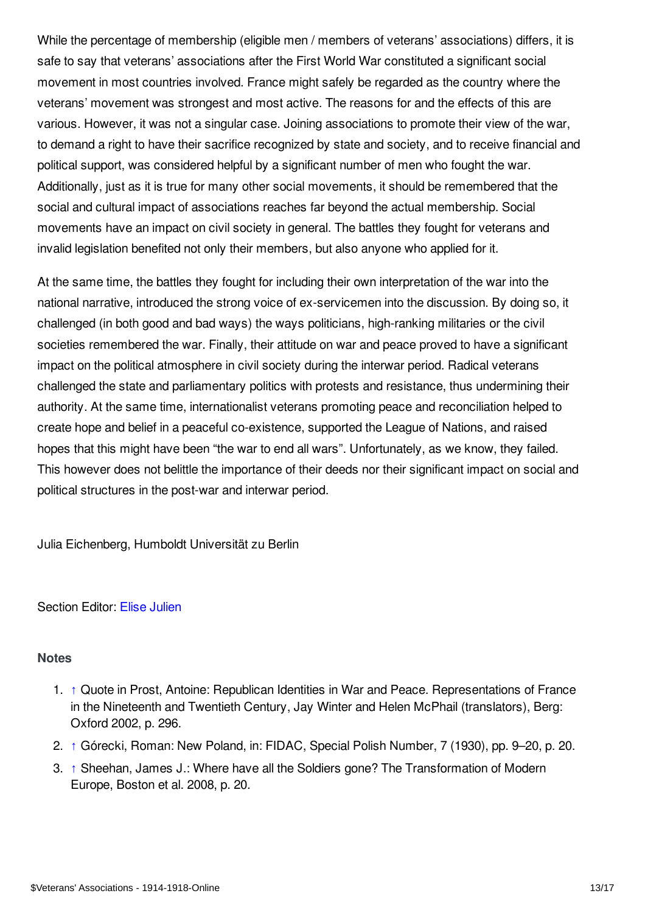While the percentage of membership (eligible men / members of veterans' associations) differs, it is safe to say that veterans' associations after the First World War constituted a significant social movement in most countries involved. France might safely be regarded as the country where the veterans' movement was strongest and most active. The reasons for and the effects of this are various. However, it was not a singular case. Joining associations to promote their view of the war, to demand a right to have their sacrifice recognized by state and society, and to receive financial and political support, was considered helpful by a significant number of men who fought the war. Additionally, just as it is true for many other social movements, it should be remembered that the social and cultural impact of associations reaches far beyond the actual membership. Social movements have an impact on civil society in general. The battles they fought for veterans and invalid legislation benefited not only their members, but also anyone who applied for it.

At the same time, the battles they fought for including their own interpretation of the war into the national narrative, introduced the strong voice of ex-servicemen into the discussion. By doing so, it challenged (in both good and bad ways) the ways politicians, high-ranking militaries or the civil societies remembered the war. Finally, their attitude on war and peace proved to have a significant impact on the political atmosphere in civil society during the interwar period. Radical veterans challenged the state and parliamentary politics with protests and resistance, thus undermining their authority. At the same time, internationalist veterans promoting peace and reconciliation helped to create hope and belief in a peaceful co-existence, supported the League of Nations, and raised hopes that this might have been "the war to end all wars". Unfortunately, as we know, they failed. This however does not belittle the importance of their deeds nor their significant impact on social and political structures in the post-war and interwar period.

Julia Eichenberg, Humboldt Universität zu Berlin

Section Editor: Elise Julien

### Notes

1. ↑ Quote in Prost, Antoine: Republican Identities in War and Peace. Representations of France in the Nineteenth and Twentieth Century, Jay Winter and Helen McPhail (translators), Berg: Oxford 2002, p. 296.
2. ↑ Górecki, Roman: New Poland, in: FIDAC, Special Polish Number, 7 (1930), pp. 9–20, p. 20.
3. ↑ Sheehan, James J.: Where have all the Soldiers gone? The Transformation of Modern Europe, Boston et al. 2008, p. 20.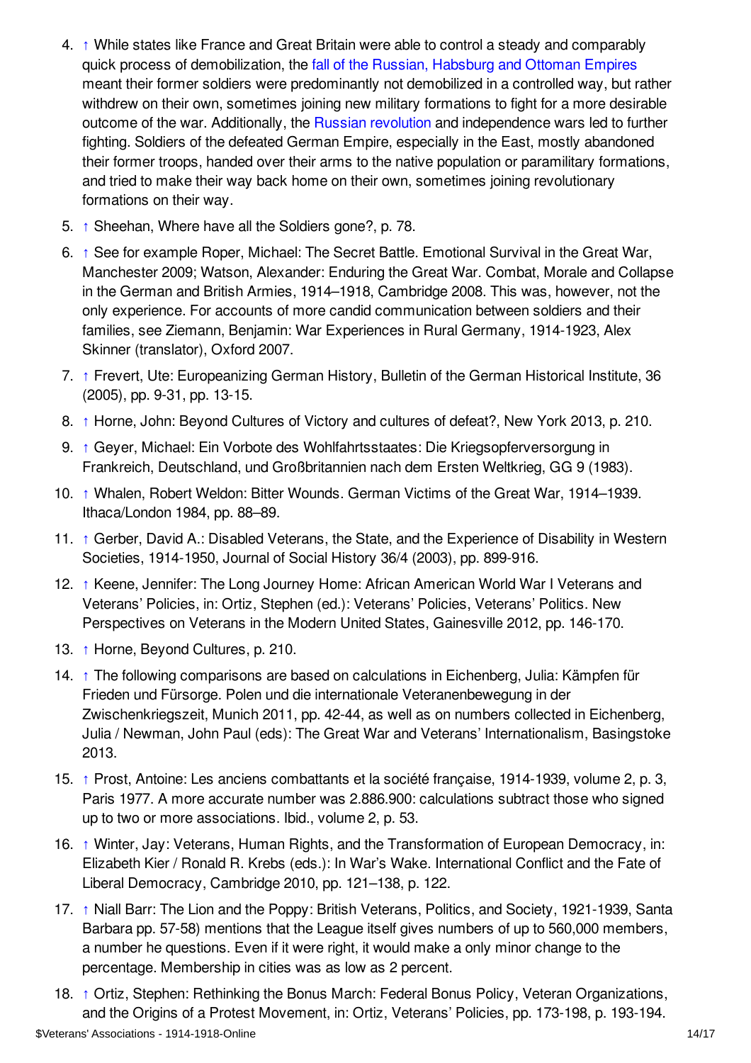4. ↑ While states like France and Great Britain were able to control a steady and comparably quick process of demobilization, the fall of the Russian, Habsburg and Ottoman Empires meant their former soldiers were predominantly not demobilized in a controlled way, but rather withdrew on their own, sometimes joining new military formations to fight for a more desirable outcome of the war. Additionally, the Russian revolution and independence wars led to further fighting. Soldiers of the defeated German Empire, especially in the East, mostly abandoned their former troops, handed over their arms to the native population or paramilitary formations, and tried to make their way back home on their own, sometimes joining revolutionary formations on their way.
5. ↑ Sheehan, Where have all the Soldiers gone?, p. 78.
6. ↑ See for example Roper, Michael: The Secret Battle. Emotional Survival in the Great War, Manchester 2009; Watson, Alexander: Enduring the Great War. Combat, Morale and Collapse in the German and British Armies, 1914–1918, Cambridge 2008. This was, however, not the only experience. For accounts of more candid communication between soldiers and their families, see Ziemann, Benjamin: War Experiences in Rural Germany, 1914-1923, Alex Skinner (translator), Oxford 2007.
7. ↑ Frevert, Ute: Europeanizing German History, Bulletin of the German Historical Institute, 36 (2005), pp. 9-31, pp. 13-15.
8. ↑ Horne, John: Beyond Cultures of Victory and cultures of defeat?, New York 2013, p. 210.
9. ↑ Geyer, Michael: Ein Vorbote des Wohlfahrtsstaates: Die Kriegsopferversorgung in Frankreich, Deutschland, und Großbritannien nach dem Ersten Weltkrieg, GG 9 (1983).
10. ↑ Whalen, Robert Weldon: Bitter Wounds. German Victims of the Great War, 1914–1939. Ithaca/London 1984, pp. 88–89.
11. ↑ Gerber, David A.: Disabled Veterans, the State, and the Experience of Disability in Western Societies, 1914-1950, Journal of Social History 36/4 (2003), pp. 899-916.
12. ↑ Keene, Jennifer: The Long Journey Home: African American World War I Veterans and Veterans' Policies, in: Ortiz, Stephen (ed.): Veterans' Policies, Veterans' Politics. New Perspectives on Veterans in the Modern United States, Gainesville 2012, pp. 146-170.
13. ↑ Horne, Beyond Cultures, p. 210.
14. ↑ The following comparisons are based on calculations in Eichenberg, Julia: Kämpfen für Frieden und Fürsorge. Polen und die internationale Veteranenbewegung in der Zwischenkriegszeit, Munich 2011, pp. 42-44, as well as on numbers collected in Eichenberg, Julia / Newman, John Paul (eds): The Great War and Veterans' Internationalism, Basingstoke 2013.
15. ↑ Prost, Antoine: Les anciens combattants et la société française, 1914-1939, volume 2, p. 3, Paris 1977. A more accurate number was 2.886.900: calculations subtract those who signed up to two or more associations. Ibid., volume 2, p. 53.
16. ↑ Winter, Jay: Veterans, Human Rights, and the Transformation of European Democracy, in: Elizabeth Kier / Ronald R. Krebs (eds.): In War's Wake. International Conflict and the Fate of Liberal Democracy, Cambridge 2010, pp. 121–138, p. 122.
17. ↑ Niall Barr: The Lion and the Poppy: British Veterans, Politics, and Society, 1921-1939, Santa Barbara pp. 57-58) mentions that the League itself gives numbers of up to 560,000 members, a number he questions. Even if it were right, it would make a only minor change to the percentage. Membership in cities was as low as 2 percent.
18. ↑ Ortiz, Stephen: Rethinking the Bonus March: Federal Bonus Policy, Veteran Organizations, and the Origins of a Protest Movement, in: Ortiz, Veterans' Policies, pp. 173-198, p. 193-194.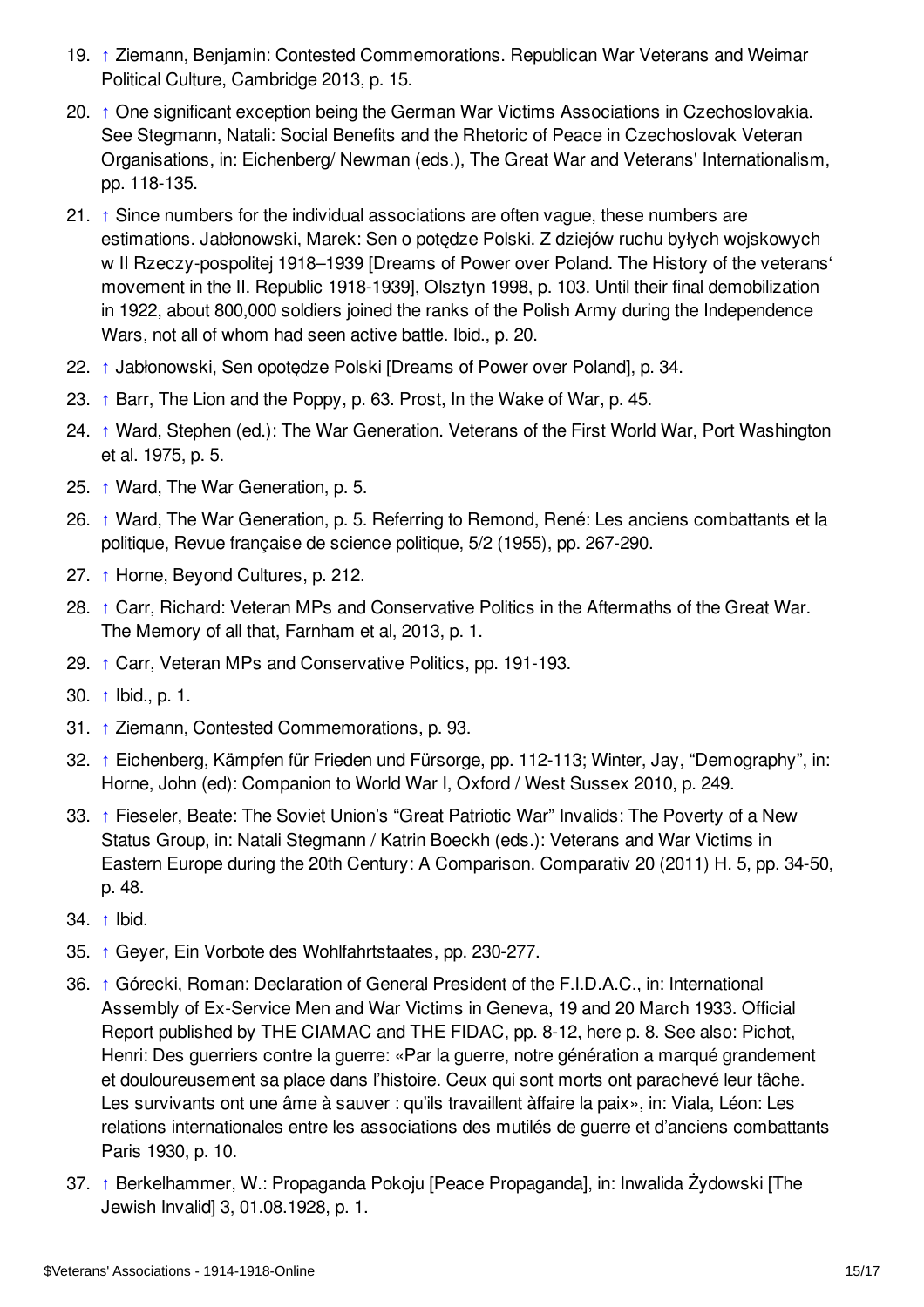19. ↑ Ziemann, Benjamin: Contested Commemorations. Republican War Veterans and Weimar Political Culture, Cambridge 2013, p. 15.
20. ↑ One significant exception being the German War Victims Associations in Czechoslovakia. See Stegmann, Natali: Social Benefits and the Rhetoric of Peace in Czechoslovak Veteran Organisations, in: Eichenberg/ Newman (eds.), The Great War and Veterans' Internationalism, pp. 118-135.
21. ↑ Since numbers for the individual associations are often vague, these numbers are estimations. Jabłonowski, Marek: Sen o potędze Polski. Z dziejów ruchu byłych wojskowych w II Rzeczy-pospolitej 1918–1939 [Dreams of Power over Poland. The History of the veterans' movement in the II. Republic 1918-1939], Olsztyn 1998, p. 103. Until their final demobilization in 1922, about 800,000 soldiers joined the ranks of the Polish Army during the Independence Wars, not all of whom had seen active battle. Ibid., p. 20.
22. ↑ Jabłonowski, Sen opotędze Polski [Dreams of Power over Poland], p. 34.
23. ↑ Barr, The Lion and the Poppy, p. 63. Prost, In the Wake of War, p. 45.
24. ↑ Ward, Stephen (ed.): The War Generation. Veterans of the First World War, Port Washington et al. 1975, p. 5.
25. ↑ Ward, The War Generation, p. 5.
26. ↑ Ward, The War Generation, p. 5. Referring to Remond, René: Les anciens combattants et la politique, Revue française de science politique, 5/2 (1955), pp. 267-290.
27. ↑ Horne, Beyond Cultures, p. 212.
28. ↑ Carr, Richard: Veteran MPs and Conservative Politics in the Aftermaths of the Great War. The Memory of all that, Farnham et al, 2013, p. 1.
29. ↑ Carr, Veteran MPs and Conservative Politics, pp. 191-193.
30. ↑ Ibid., p. 1.
31. ↑ Ziemann, Contested Commemorations, p. 93.
32. ↑ Eichenberg, Kämpfen für Frieden und Fürsorge, pp. 112-113; Winter, Jay, "Demography", in: Horne, John (ed): Companion to World War I, Oxford / West Sussex 2010, p. 249.
33. ↑ Fieseler, Beate: The Soviet Union's "Great Patriotic War" Invalids: The Poverty of a New Status Group, in: Natali Stegmann / Katrin Boeckh (eds.): Veterans and War Victims in Eastern Europe during the 20th Century: A Comparison. Comparativ 20 (2011) H. 5, pp. 34-50, p. 48.
34. ↑ Ibid.
35. ↑ Geyer, Ein Vorbote des Wohlfahrtstaates, pp. 230-277.
36. ↑ Górecki, Roman: Declaration of General President of the F.I.D.A.C., in: International Assembly of Ex-Service Men and War Victims in Geneva, 19 and 20 March 1933. Official Report published by THE CIAMAC and THE FIDAC, pp. 8-12, here p. 8. See also: Pichot, Henri: Des guerriers contre la guerre: «Par la guerre, notre génération a marqué grandement et douloureusement sa place dans l'histoire. Ceux qui sont morts ont parachevé leur tâche. Les survivants ont une âme à sauver : qu'ils travaillent àffaire la paix», in: Viala, Léon: Les relations internationales entre les associations des mutilés de guerre et d'anciens combattants Paris 1930, p. 10.
37. ↑ Berkelhammer, W.: Propaganda Pokoju [Peace Propaganda], in: Inwalida Żydowski [The Jewish Invalid] 3, 01.08.1928, p. 1.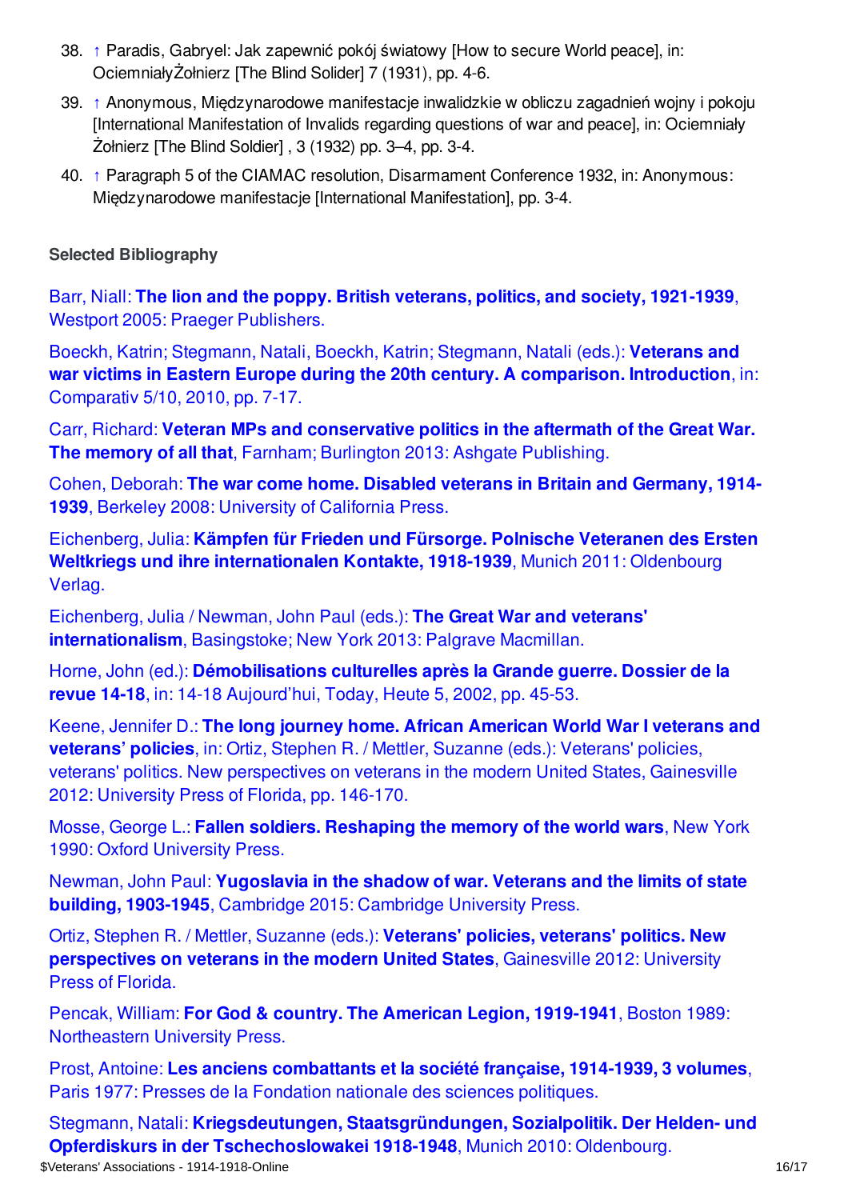38. ↑ Paradis, Gabryel: Jak zapewnić pokój światowy [How to secure World peace], in: OciemniałyŻołnierz [The Blind Solider] 7 (1931), pp. 4-6.
39. ↑ Anonymous, Międzynarodowe manifestacje inwalidzkie w obliczu zagadnień wojny i pokoju [International Manifestation of Invalids regarding questions of war and peace], in: Ociemniały Żołnierz [The Blind Soldier] , 3 (1932) pp. 3–4, pp. 3-4.
40. ↑ Paragraph 5 of the CIAMAC resolution, Disarmament Conference 1932, in: Anonymous: Międzynarodowe manifestacje [International Manifestation], pp. 3-4.

### Selected Bibliography

Barr, Niall: **The lion and the poppy. British veterans, politics, and society, 1921-1939**, Westport 2005: Praeger Publishers.

Boeckh, Katrin; Stegmann, Natali, Boeckh, Katrin; Stegmann, Natali (eds.): **Veterans and war victims in Eastern Europe during the 20th century. A comparison. Introduction**, in: Comparativ 5/10, 2010, pp. 7-17.

Carr, Richard: **Veteran MPs and conservative politics in the aftermath of the Great War. The memory of all that**, Farnham; Burlington 2013: Ashgate Publishing.

Cohen, Deborah: **The war come home. Disabled veterans in Britain and Germany, 1914-1939**, Berkeley 2008: University of California Press.

Eichenberg, Julia: **Kämpfen für Frieden und Fürsorge. Polnische Veteranen des Ersten Weltkriegs und ihre internationalen Kontakte, 1918-1939**, Munich 2011: Oldenbourg Verlag.

Eichenberg, Julia / Newman, John Paul (eds.): **The Great War and veterans' internationalism**, Basingstoke; New York 2013: Palgrave Macmillan.

Horne, John (ed.): **Démobilisations culturelles après la Grande guerre. Dossier de la revue 14-18**, in: 14-18 Aujourd'hui, Today, Heute 5, 2002, pp. 45-53.

Keene, Jennifer D.: **The long journey home. African American World War I veterans and veterans' policies**, in: Ortiz, Stephen R. / Mettler, Suzanne (eds.): Veterans' policies, veterans' politics. New perspectives on veterans in the modern United States, Gainesville 2012: University Press of Florida, pp. 146-170.

Mosse, George L.: **Fallen soldiers. Reshaping the memory of the world wars**, New York 1990: Oxford University Press.

Newman, John Paul: **Yugoslavia in the shadow of war. Veterans and the limits of state building, 1903-1945**, Cambridge 2015: Cambridge University Press.

Ortiz, Stephen R. / Mettler, Suzanne (eds.): **Veterans' policies, veterans' politics. New perspectives on veterans in the modern United States**, Gainesville 2012: University Press of Florida.

Pencak, William: **For God & country. The American Legion, 1919-1941**, Boston 1989: Northeastern University Press.

Prost, Antoine: **Les anciens combattants et la société française, 1914-1939, 3 volumes**, Paris 1977: Presses de la Fondation nationale des sciences politiques.

Stegmann, Natali: **Kriegsdeutungen, Staatsgründungen, Sozialpolitik. Der Helden- und Opferdiskurs in der Tschechoslowakei 1918-1948**, Munich 2010: Oldenbourg.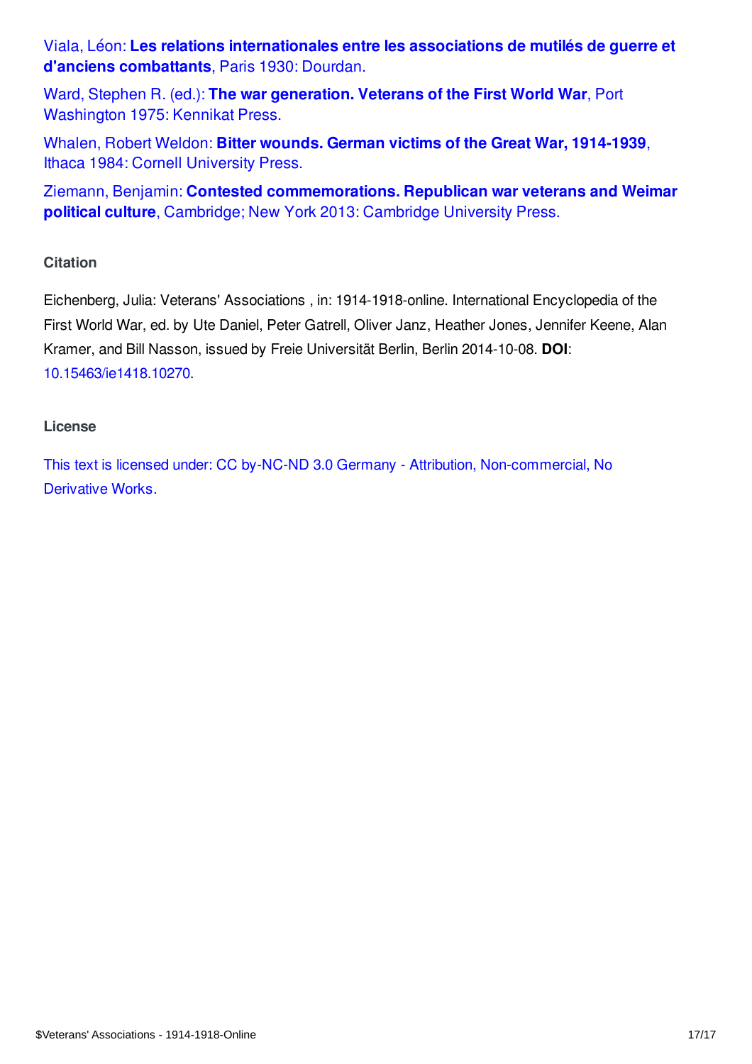Viala, Léon: **Les relations internationales entre les associations de mutilés de guerre et d'anciens combattants**, Paris 1930: Dourdan.

Ward, Stephen R. (ed.): **The war generation. Veterans of the First World War**, Port Washington 1975: Kennikat Press.

Whalen, Robert Weldon: **Bitter wounds. German victims of the Great War, 1914-1939**, Ithaca 1984: Cornell University Press.

Ziemann, Benjamin: **Contested commemorations. Republican war veterans and Weimar political culture**, Cambridge; New York 2013: Cambridge University Press.

### Citation

Eichenberg, Julia: Veterans' Associations , in: 1914-1918-online. International Encyclopedia of the First World War, ed. by Ute Daniel, Peter Gatrell, Oliver Janz, Heather Jones, Jennifer Keene, Alan Kramer, and Bill Nasson, issued by Freie Universität Berlin, Berlin 2014-10-08. **DOI**: 10.15463/ie1418.10270.

### License

This text is licensed under: CC by-NC-ND 3.0 Germany - Attribution, Non-commercial, No Derivative Works.